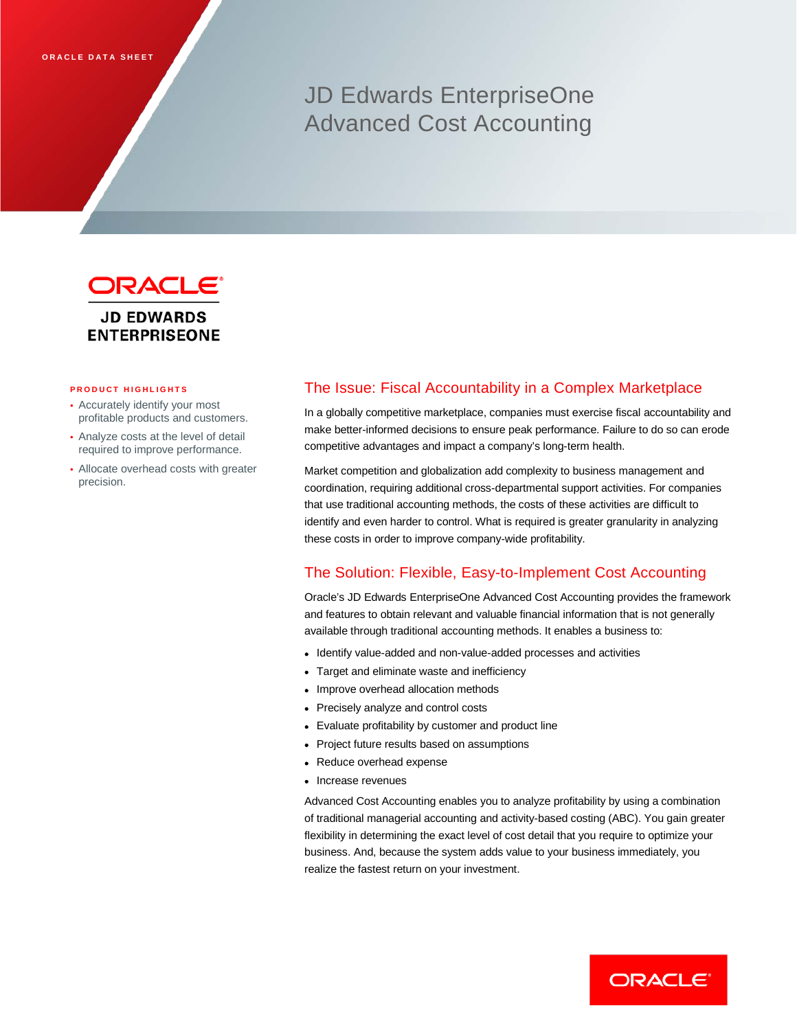ORACLE DATA SHEET

# JD Edwards EnterpriseOne Advanced Cost Accounting

ORACLE
JD EDWARDS ENTERPRISEONE

**PRODUCT HIGHLIGHTS**

- Accurately identify your most profitable products and customers.
- Analyze costs at the level of detail required to improve performance.
- Allocate overhead costs with greater precision.

## The Issue: Fiscal Accountability in a Complex Marketplace

In a globally competitive marketplace, companies must exercise fiscal accountability and make better-informed decisions to ensure peak performance. Failure to do so can erode competitive advantages and impact a company's long-term health.

Market competition and globalization add complexity to business management and coordination, requiring additional cross-departmental support activities. For companies that use traditional accounting methods, the costs of these activities are difficult to identify and even harder to control. What is required is greater granularity in analyzing these costs in order to improve company-wide profitability.

## The Solution: Flexible, Easy-to-Implement Cost Accounting

Oracle's JD Edwards EnterpriseOne Advanced Cost Accounting provides the framework and features to obtain relevant and valuable financial information that is not generally available through traditional accounting methods. It enables a business to:

- Identify value-added and non-value-added processes and activities
- Target and eliminate waste and inefficiency
- Improve overhead allocation methods
- Precisely analyze and control costs
- Evaluate profitability by customer and product line
- Project future results based on assumptions
- Reduce overhead expense
- Increase revenues

Advanced Cost Accounting enables you to analyze profitability by using a combination of traditional managerial accounting and activity-based costing (ABC). You gain greater flexibility in determining the exact level of cost detail that you require to optimize your business. And, because the system adds value to your business immediately, you realize the fastest return on your investment.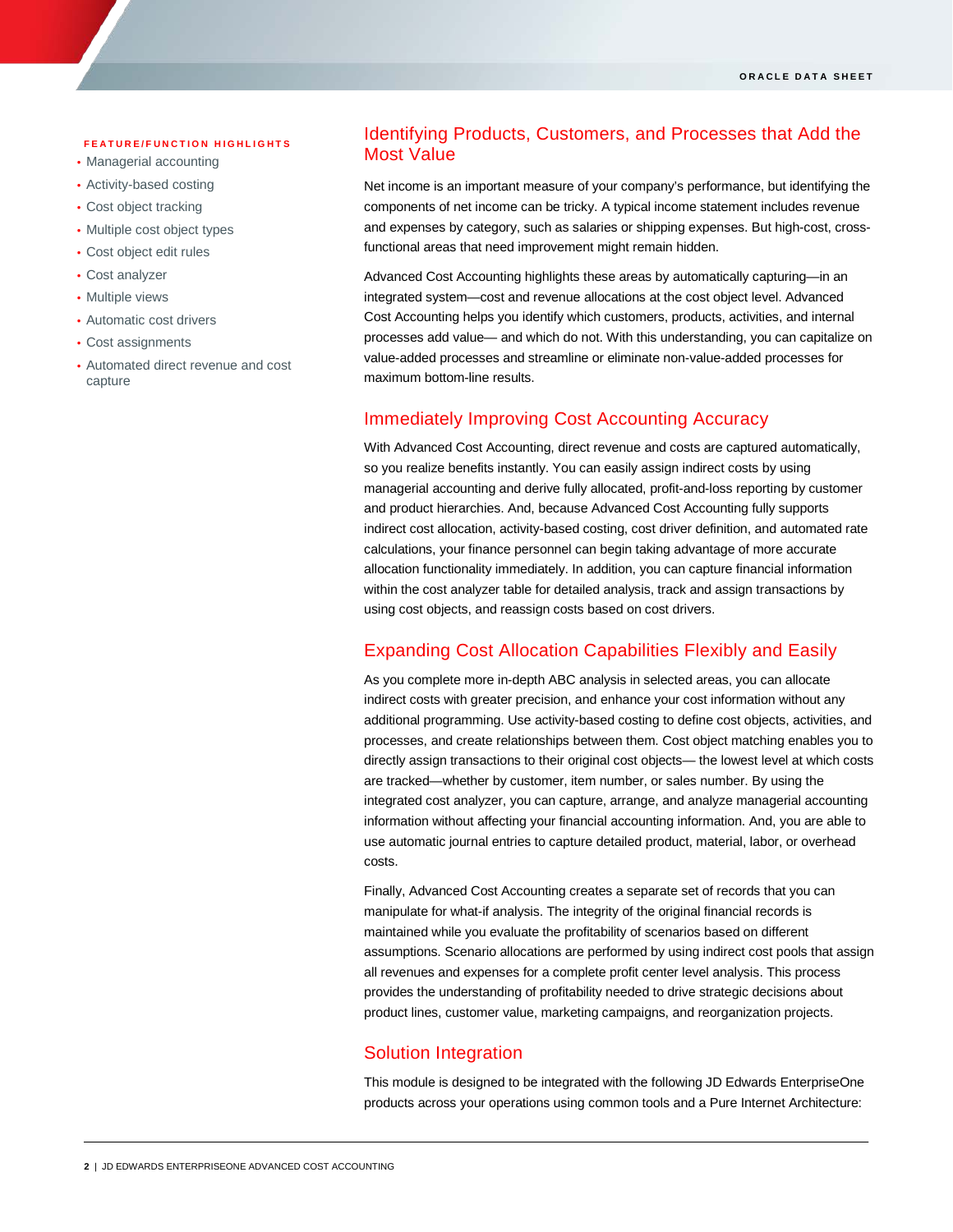**FEATURE/FUNCTION HIGHLIGHTS**

- Managerial accounting
- Activity-based costing
- Cost object tracking
- Multiple cost object types
- Cost object edit rules
- Cost analyzer
- Multiple views
- Automatic cost drivers
- Cost assignments
- Automated direct revenue and cost capture

## Identifying Products, Customers, and Processes that Add the Most Value

Net income is an important measure of your company's performance, but identifying the components of net income can be tricky. A typical income statement includes revenue and expenses by category, such as salaries or shipping expenses. But high-cost, cross-functional areas that need improvement might remain hidden.

Advanced Cost Accounting highlights these areas by automatically capturing—in an integrated system—cost and revenue allocations at the cost object level. Advanced Cost Accounting helps you identify which customers, products, activities, and internal processes add value— and which do not. With this understanding, you can capitalize on value-added processes and streamline or eliminate non-value-added processes for maximum bottom-line results.

## Immediately Improving Cost Accounting Accuracy

With Advanced Cost Accounting, direct revenue and costs are captured automatically, so you realize benefits instantly. You can easily assign indirect costs by using managerial accounting and derive fully allocated, profit-and-loss reporting by customer and product hierarchies. And, because Advanced Cost Accounting fully supports indirect cost allocation, activity-based costing, cost driver definition, and automated rate calculations, your finance personnel can begin taking advantage of more accurate allocation functionality immediately. In addition, you can capture financial information within the cost analyzer table for detailed analysis, track and assign transactions by using cost objects, and reassign costs based on cost drivers.

## Expanding Cost Allocation Capabilities Flexibly and Easily

As you complete more in-depth ABC analysis in selected areas, you can allocate indirect costs with greater precision, and enhance your cost information without any additional programming. Use activity-based costing to define cost objects, activities, and processes, and create relationships between them. Cost object matching enables you to directly assign transactions to their original cost objects— the lowest level at which costs are tracked—whether by customer, item number, or sales number. By using the integrated cost analyzer, you can capture, arrange, and analyze managerial accounting information without affecting your financial accounting information. And, you are able to use automatic journal entries to capture detailed product, material, labor, or overhead costs.

Finally, Advanced Cost Accounting creates a separate set of records that you can manipulate for what-if analysis. The integrity of the original financial records is maintained while you evaluate the profitability of scenarios based on different assumptions. Scenario allocations are performed by using indirect cost pools that assign all revenues and expenses for a complete profit center level analysis. This process provides the understanding of profitability needed to drive strategic decisions about product lines, customer value, marketing campaigns, and reorganization projects.

## Solution Integration

This module is designed to be integrated with the following JD Edwards EnterpriseOne products across your operations using common tools and a Pure Internet Architecture: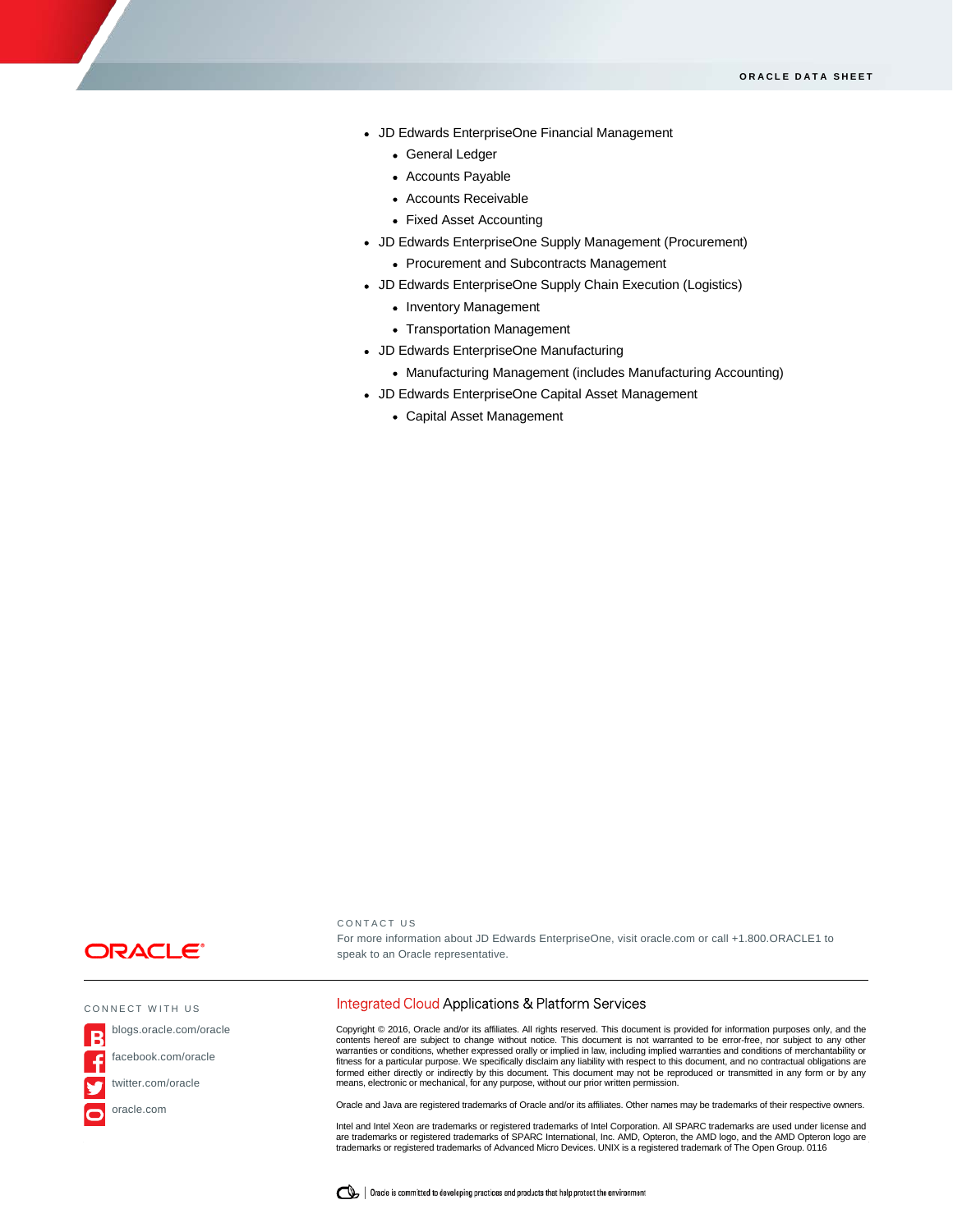- JD Edwards EnterpriseOne Financial Management
  - General Ledger
  - Accounts Payable
  - Accounts Receivable
  - Fixed Asset Accounting
- JD Edwards EnterpriseOne Supply Management (Procurement)
  - Procurement and Subcontracts Management
- JD Edwards EnterpriseOne Supply Chain Execution (Logistics)
  - Inventory Management
  - Transportation Management
- JD Edwards EnterpriseOne Manufacturing
  - Manufacturing Management (includes Manufacturing Accounting)
- JD Edwards EnterpriseOne Capital Asset Management
  - Capital Asset Management

CONTACT US

For more information about JD Edwards EnterpriseOne, visit oracle.com or call +1.800.ORACLE1 to speak to an Oracle representative.

CONNECT WITH US

blogs.oracle.com/oracle

facebook.com/oracle

twitter.com/oracle

oracle.com

Integrated Cloud Applications & Platform Services

Copyright © 2016, Oracle and/or its affiliates. All rights reserved. This document is provided for information purposes only, and the contents hereof are subject to change without notice. This document is not warranted to be error-free, nor subject to any other warranties or conditions, whether expressed orally or implied in law, including implied warranties and conditions of merchantability or fitness for a particular purpose. We specifically disclaim any liability with respect to this document, and no contractual obligations are formed either directly or indirectly by this document. This document may not be reproduced or transmitted in any form or by any means, electronic or mechanical, for any purpose, without our prior written permission.

Oracle and Java are registered trademarks of Oracle and/or its affiliates. Other names may be trademarks of their respective owners.

Intel and Intel Xeon are trademarks or registered trademarks of Intel Corporation. All SPARC trademarks are used under license and are trademarks or registered trademarks of SPARC International, Inc. AMD, Opteron, the AMD logo, and the AMD Opteron logo are trademarks or registered trademarks of Advanced Micro Devices. UNIX is a registered trademark of The Open Group. 0116

Oracle is committed to developing practices and products that help protect the environment